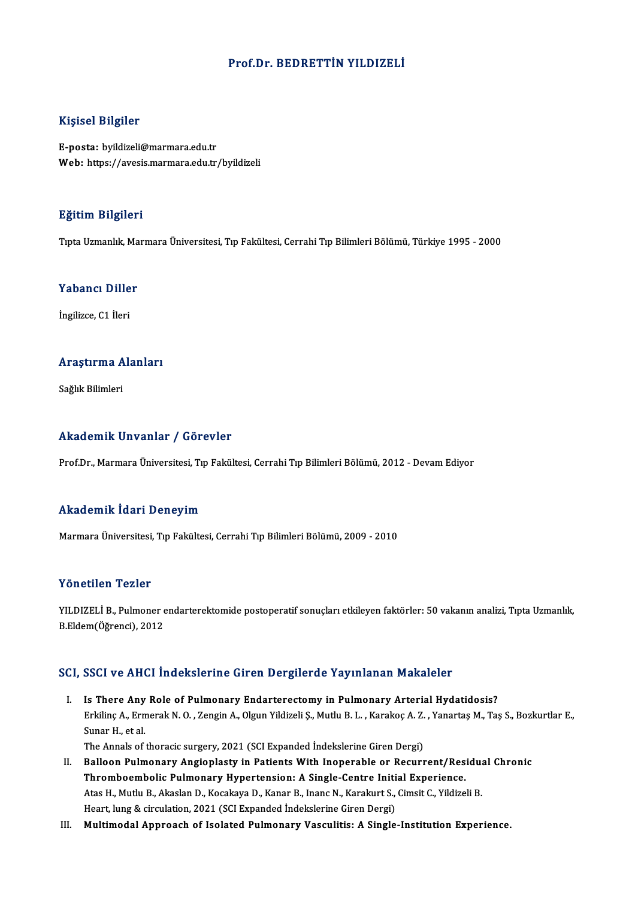# Prof.Dr. BEDRETTİN YILDIZELİ

## Kişisel Bilgiler

**E-posta:** byildizeli@marmara.edu.tr
**Web:** https://avesis.marmara.edu.tr/byildizeli

## Eğitim Bilgileri

Tıpta Uzmanlık, Marmara Üniversitesi, Tıp Fakültesi, Cerrahi Tıp Bilimleri Bölümü, Türkiye 1995 - 2000

## Yabancı Diller

İngilizce, C1 İleri

## Araştırma Alanları

Sağlık Bilimleri

## Akademik Unvanlar / Görevler

Prof.Dr., Marmara Üniversitesi, Tıp Fakültesi, Cerrahi Tıp Bilimleri Bölümü, 2012 - Devam Ediyor

## Akademik İdari Deneyim

Marmara Üniversitesi, Tıp Fakültesi, Cerrahi Tıp Bilimleri Bölümü, 2009 - 2010

## Yönetilen Tezler

YILDIZELİ B., Pulmoner endarterektomide postoperatif sonuçları etkileyen faktörler: 50 vakanın analizi, Tıpta Uzmanlık, B.Eldem(Öğrenci), 2012

## SCI, SSCI ve AHCI İndekslerine Giren Dergilerde Yayınlanan Makaleler

I. **Is There Any Role of Pulmonary Endarterectomy in Pulmonary Arterial Hydatidosis?**
   Erkilinç A., Ermerak N. O. , Zengin A., Olgun Yildizeli Ş., Mutlu B. L. , Karakoç A. Z. , Yanartaş M., Taş S., Bozkurtlar E., Sunar H., et al.
   The Annals of thoracic surgery, 2021 (SCI Expanded İndekslerine Giren Dergi)
II. **Balloon Pulmonary Angioplasty in Patients With Inoperable or Recurrent/Residual Chronic Thromboembolic Pulmonary Hypertension: A Single-Centre Initial Experience.**
   Atas H., Mutlu B., Akaslan D., Kocakaya D., Kanar B., Inanc N., Karakurt S., Cimsit C., Yildizeli B.
   Heart, lung & circulation, 2021 (SCI Expanded İndekslerine Giren Dergi)
III. **Multimodal Approach of Isolated Pulmonary Vasculitis: A Single-Institution Experience.**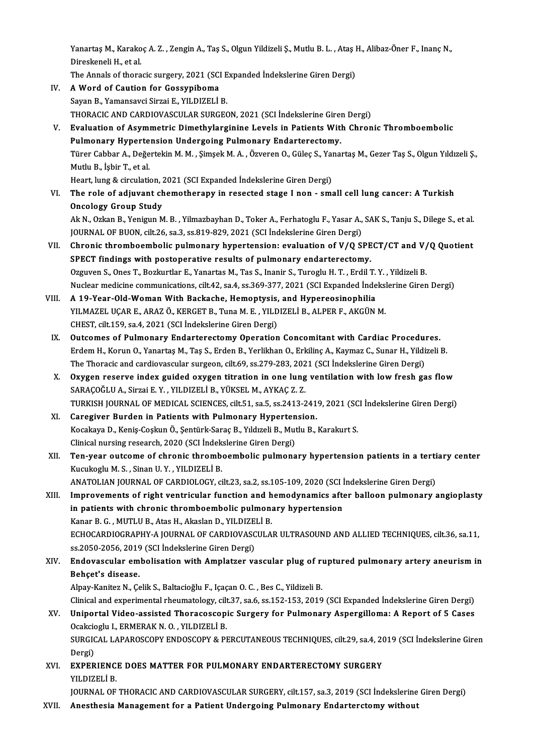Yanartaş M., Karakoç A. Z. , Zengin A., Taş S., Olgun Yildizeli Ş., Mutlu B. L. , Ataş H., Alibaz-Öner F., Inanç N., Direskeneli H., et al.
The Annals of thoracic surgery, 2021 (SCI Expanded İndekslerine Giren Dergi)

IV. **A Word of Caution for Gossypiboma**
Sayan B., Yamansavci Sirzai E., YILDIZELİ B.
THORACIC AND CARDIOVASCULAR SURGEON, 2021 (SCI İndekslerine Giren Dergi)

V. **Evaluation of Asymmetric Dimethylarginine Levels in Patients With Chronic Thromboembolic Pulmonary Hypertension Undergoing Pulmonary Endarterectomy.**
Türer Cabbar A., Değertekin M. M. , Şimşek M. A. , Özveren O., Güleç S., Yanartaş M., Gezer Taş S., Olgun Yıldızeli Ş., Mutlu B., İşbir T., et al.
Heart, lung & circulation, 2021 (SCI Expanded İndekslerine Giren Dergi)

VI. **The role of adjuvant chemotherapy in resected stage I non - small cell lung cancer: A Turkish Oncology Group Study**
Ak N., Ozkan B., Yenigun M. B. , Yilmazbayhan D., Toker A., Ferhatoglu F., Yasar A., SAK S., Tanju S., Dilege S., et al.
JOURNAL OF BUON, cilt.26, sa.3, ss.819-829, 2021 (SCI İndekslerine Giren Dergi)

VII. **Chronic thromboembolic pulmonary hypertension: evaluation of V/Q SPECT/CT and V/Q Quotient SPECT findings with postoperative results of pulmonary endarterectomy.**
Ozguven S., Ones T., Bozkurtlar E., Yanartas M., Tas S., Inanir S., Turoglu H. T. , Erdil T. Y. , Yildizeli B.
Nuclear medicine communications, cilt.42, sa.4, ss.369-377, 2021 (SCI Expanded İndekslerine Giren Dergi)

VIII. **A 19-Year-Old-Woman With Backache, Hemoptysis, and Hypereosinophilia**
YILMAZEL UÇAR E., ARAZ Ö., KERGET B., Tuna M. E. , YILDIZELİ B., ALPER F., AKGÜN M.
CHEST, cilt.159, sa.4, 2021 (SCI İndekslerine Giren Dergi)

IX. **Outcomes of Pulmonary Endarterectomy Operation Concomitant with Cardiac Procedures.**
Erdem H., Korun O., Yanartaş M., Taş S., Erden B., Yerlikhan O., Erkilinç A., Kaymaz C., Sunar H., Yildizeli B.
The Thoracic and cardiovascular surgeon, cilt.69, ss.279-283, 2021 (SCI İndekslerine Giren Dergi)

X. **Oxygen reserve index guided oxygen titration in one lung ventilation with low fresh gas flow**
SARAÇOĞLU A., Sirzai E. Y. , YILDIZELİ B., YÜKSEL M., AYKAÇ Z. Z.
TURKISH JOURNAL OF MEDICAL SCIENCES, cilt.51, sa.5, ss.2413-2419, 2021 (SCI İndekslerine Giren Dergi)

XI. **Caregiver Burden in Patients with Pulmonary Hypertension.**
Kocakaya D., Keniş-Coşkun Ö., Şentürk-Saraç B., Yıldızeli B., Mutlu B., Karakurt S.
Clinical nursing research, 2020 (SCI İndekslerine Giren Dergi)

XII. **Ten-year outcome of chronic thromboembolic pulmonary hypertension patients in a tertiary center**
Kucukoglu M. S. , Sinan U. Y. , YILDIZELİ B.
ANATOLIAN JOURNAL OF CARDIOLOGY, cilt.23, sa.2, ss.105-109, 2020 (SCI İndekslerine Giren Dergi)

XIII. **Improvements of right ventricular function and hemodynamics after balloon pulmonary angioplasty in patients with chronic thromboembolic pulmonary hypertension**
Kanar B. G. , MUTLU B., Atas H., Akaslan D., YILDIZELİ B.
ECHOCARDIOGRAPHY-A JOURNAL OF CARDIOVASCULAR ULTRASOUND AND ALLIED TECHNIQUES, cilt.36, sa.11, ss.2050-2056, 2019 (SCI İndekslerine Giren Dergi)

XIV. **Endovascular embolisation with Amplatzer vascular plug of ruptured pulmonary artery aneurism in Behçet's disease.**
Alpay-Kanitez N., Çelik S., Baltacioğlu F., Içaçan O. C. , Bes C., Yildizeli B.
Clinical and experimental rheumatology, cilt.37, sa.6, ss.152-153, 2019 (SCI Expanded İndekslerine Giren Dergi)

XV. **Uniportal Video-assisted Thoracoscopic Surgery for Pulmonary Aspergilloma: A Report of 5 Cases**
Ocakcioglu I., ERMERAK N. O. , YILDIZELİ B.
SURGICAL LAPAROSCOPY ENDOSCOPY & PERCUTANEOUS TECHNIQUES, cilt.29, sa.4, 2019 (SCI İndekslerine Giren Dergi)

XVI. **EXPERIENCE DOES MATTER FOR PULMONARY ENDARTERECTOMY SURGERY**
YILDIZELİ B.
JOURNAL OF THORACIC AND CARDIOVASCULAR SURGERY, cilt.157, sa.3, 2019 (SCI İndekslerine Giren Dergi)

XVII. **Anesthesia Management for a Patient Undergoing Pulmonary Endarterctomy without**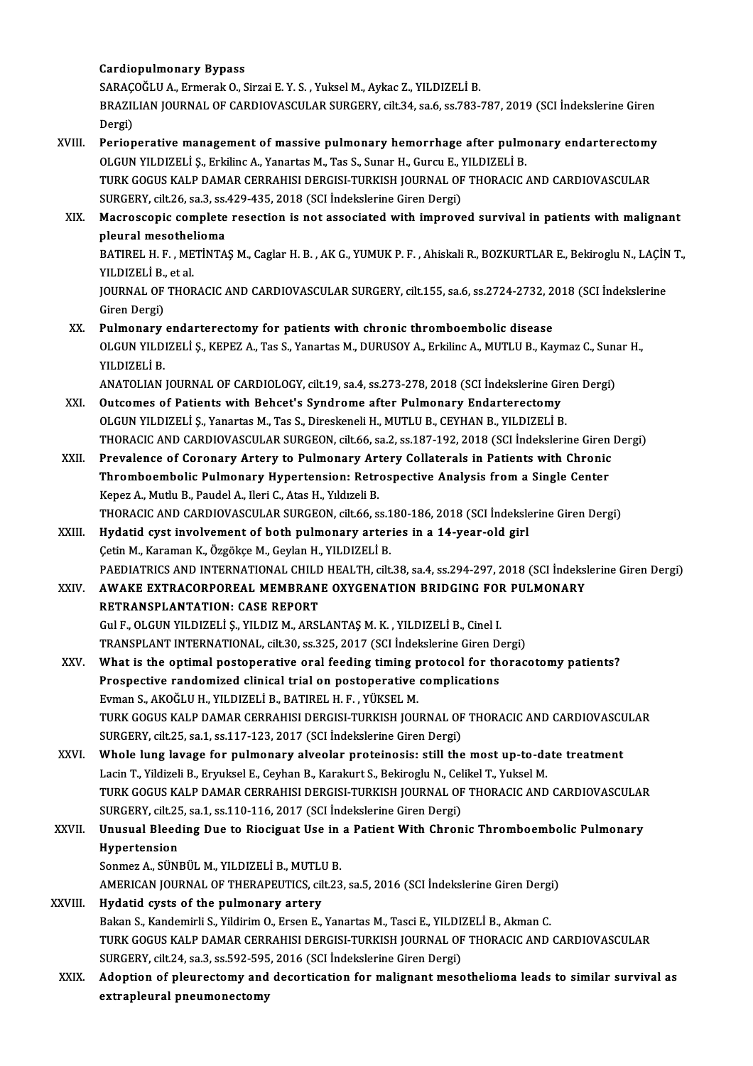**Cardiopulmonary Bypass**
SARAÇOĞLU A., Ermerak O., Sirzai E. Y. S. , Yuksel M., Aykac Z., YILDIZELİ B.
BRAZILIAN JOURNAL OF CARDIOVASCULAR SURGERY, cilt.34, sa.6, ss.783-787, 2019 (SCI İndekslerine Giren Dergi)

XVIII. **Perioperative management of massive pulmonary hemorrhage after pulmonary endarterectomy**
OLGUN YILDIZELİ Ş., Erkilinc A., Yanartas M., Tas S., Sunar H., Gurcu E., YILDIZELİ B.
TURK GOGUS KALP DAMAR CERRAHISI DERGISI-TURKISH JOURNAL OF THORACIC AND CARDIOVASCULAR SURGERY, cilt.26, sa.3, ss.429-435, 2018 (SCI İndekslerine Giren Dergi)

XIX. **Macroscopic complete resection is not associated with improved survival in patients with malignant pleural mesothelioma**
BATIREL H. F. , METİNTAŞ M., Caglar H. B. , AK G., YUMUK P. F. , Ahiskali R., BOZKURTLAR E., Bekiroglu N., LAÇİN T., YILDIZELİ B., et al.
JOURNAL OF THORACIC AND CARDIOVASCULAR SURGERY, cilt.155, sa.6, ss.2724-2732, 2018 (SCI İndekslerine Giren Dergi)

XX. **Pulmonary endarterectomy for patients with chronic thromboembolic disease**
OLGUN YILDIZELİ Ş., KEPEZ A., Tas S., Yanartas M., DURUSOY A., Erkilinc A., MUTLU B., Kaymaz C., Sunar H., YILDIZELİ B.
ANATOLIAN JOURNAL OF CARDIOLOGY, cilt.19, sa.4, ss.273-278, 2018 (SCI İndekslerine Giren Dergi)

XXI. **Outcomes of Patients with Behcet's Syndrome after Pulmonary Endarterectomy**
OLGUN YILDIZELİ Ş., Yanartas M., Tas S., Direskeneli H., MUTLU B., CEYHAN B., YILDIZELİ B.
THORACIC AND CARDIOVASCULAR SURGEON, cilt.66, sa.2, ss.187-192, 2018 (SCI İndekslerine Giren Dergi)

XXII. **Prevalence of Coronary Artery to Pulmonary Artery Collaterals in Patients with Chronic Thromboembolic Pulmonary Hypertension: Retrospective Analysis from a Single Center**
Kepez A., Mutlu B., Paudel A., Ileri C., Atas H., Yıldızeli B.
THORACIC AND CARDIOVASCULAR SURGEON, cilt.66, ss.180-186, 2018 (SCI İndekslerine Giren Dergi)

XXIII. **Hydatid cyst involvement of both pulmonary arteries in a 14-year-old girl**
Çetin M., Karaman K., Özgökçe M., Geylan H., YILDIZELİ B.
PAEDIATRICS AND INTERNATIONAL CHILD HEALTH, cilt.38, sa.4, ss.294-297, 2018 (SCI İndekslerine Giren Dergi)

XXIV. **AWAKE EXTRACORPOREAL MEMBRANE OXYGENATION BRIDGING FOR PULMONARY RETRANSPLANTATION: CASE REPORT**
Gul F., OLGUN YILDIZELİ Ş., YILDIZ M., ARSLANTAŞ M. K. , YILDIZELİ B., Cinel I.
TRANSPLANT INTERNATIONAL, cilt.30, ss.325, 2017 (SCI İndekslerine Giren Dergi)

XXV. **What is the optimal postoperative oral feeding timing protocol for thoracotomy patients? Prospective randomized clinical trial on postoperative complications**
Evman S., AKOĞLU H., YILDIZELİ B., BATIREL H. F. , YÜKSEL M.
TURK GOGUS KALP DAMAR CERRAHISI DERGISI-TURKISH JOURNAL OF THORACIC AND CARDIOVASCULAR SURGERY, cilt.25, sa.1, ss.117-123, 2017 (SCI İndekslerine Giren Dergi)

XXVI. **Whole lung lavage for pulmonary alveolar proteinosis: still the most up-to-date treatment**
Lacin T., Yildizeli B., Eryuksel E., Ceyhan B., Karakurt S., Bekiroglu N., Celikel T., Yuksel M.
TURK GOGUS KALP DAMAR CERRAHISI DERGISI-TURKISH JOURNAL OF THORACIC AND CARDIOVASCULAR SURGERY, cilt.25, sa.1, ss.110-116, 2017 (SCI İndekslerine Giren Dergi)

XXVII. **Unusual Bleeding Due to Riociguat Use in a Patient With Chronic Thromboembolic Pulmonary Hypertension**
Sonmez A., SÜNBÜL M., YILDIZELİ B., MUTLU B.
AMERICAN JOURNAL OF THERAPEUTICS, cilt.23, sa.5, 2016 (SCI İndekslerine Giren Dergi)

XXVIII. **Hydatid cysts of the pulmonary artery**
Bakan S., Kandemirli S., Yildirim O., Ersen E., Yanartas M., Tasci E., YILDIZELİ B., Akman C.
TURK GOGUS KALP DAMAR CERRAHISI DERGISI-TURKISH JOURNAL OF THORACIC AND CARDIOVASCULAR SURGERY, cilt.24, sa.3, ss.592-595, 2016 (SCI İndekslerine Giren Dergi)

XXIX. **Adoption of pleurectomy and decortication for malignant mesothelioma leads to similar survival as extrapleural pneumonectomy**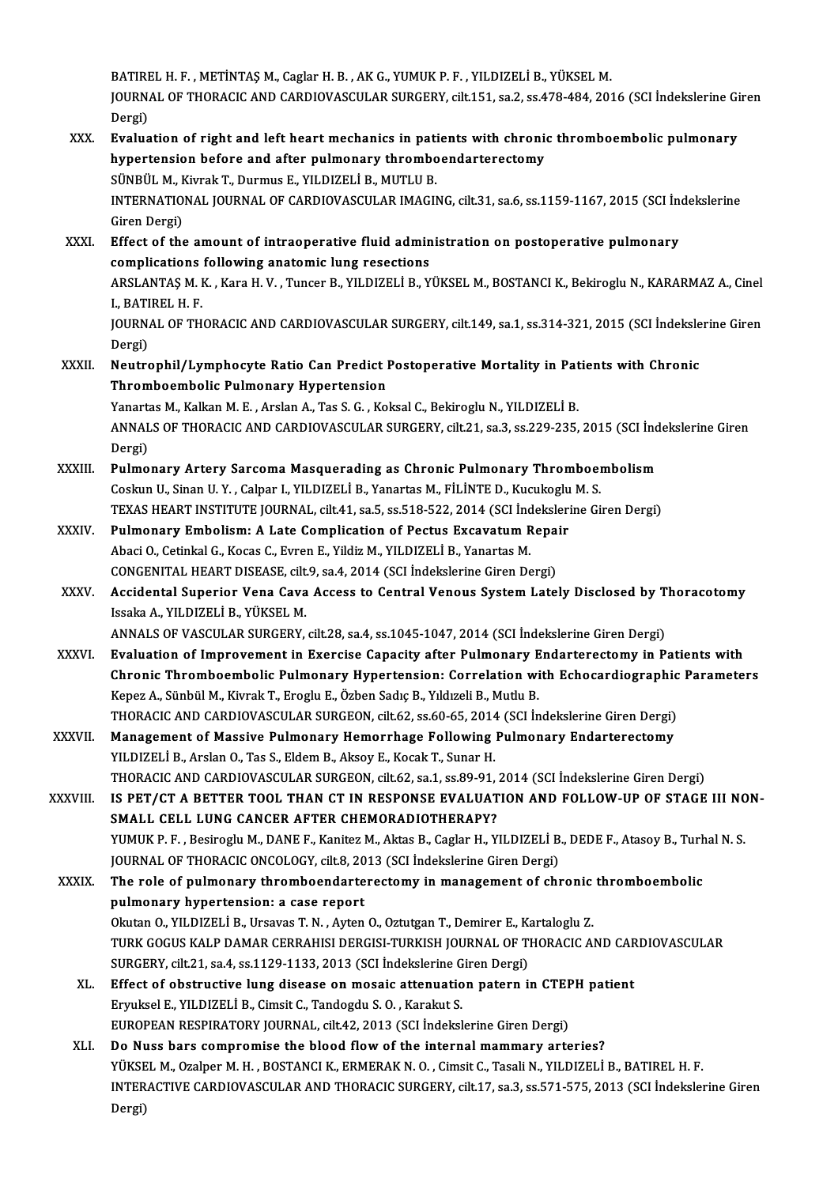BATIREL H. F. , METİNTAŞ M., Caglar H. B. , AK G., YUMUK P. F. , YILDIZELİ B., YÜKSEL M.
JOURNAL OF THORACIC AND CARDIOVASCULAR SURGERY, cilt.151, sa.2, ss.478-484, 2016 (SCI İndekslerine Giren Dergi)

XXX. **Evaluation of right and left heart mechanics in patients with chronic thromboembolic pulmonary hypertension before and after pulmonary thromboendarterectomy**
SÜNBÜL M., Kivrak T., Durmus E., YILDIZELİ B., MUTLU B.
INTERNATIONAL JOURNAL OF CARDIOVASCULAR IMAGING, cilt.31, sa.6, ss.1159-1167, 2015 (SCI İndekslerine Giren Dergi)

XXXI. **Effect of the amount of intraoperative fluid administration on postoperative pulmonary complications following anatomic lung resections**
ARSLANTAŞ M. K. , Kara H. V. , Tuncer B., YILDIZELİ B., YÜKSEL M., BOSTANCI K., Bekiroglu N., KARARMAZ A., Cinel I., BATIREL H. F.
JOURNAL OF THORACIC AND CARDIOVASCULAR SURGERY, cilt.149, sa.1, ss.314-321, 2015 (SCI İndekslerine Giren Dergi)

XXXII. **Neutrophil/Lymphocyte Ratio Can Predict Postoperative Mortality in Patients with Chronic Thromboembolic Pulmonary Hypertension**
Yanartas M., Kalkan M. E. , Arslan A., Tas S. G. , Koksal C., Bekiroglu N., YILDIZELİ B.
ANNALS OF THORACIC AND CARDIOVASCULAR SURGERY, cilt.21, sa.3, ss.229-235, 2015 (SCI İndekslerine Giren Dergi)

XXXIII. **Pulmonary Artery Sarcoma Masquerading as Chronic Pulmonary Thromboembolism**
Coskun U., Sinan U. Y. , Calpar I., YILDIZELİ B., Yanartas M., FİLİNTE D., Kucukoglu M. S.
TEXAS HEART INSTITUTE JOURNAL, cilt.41, sa.5, ss.518-522, 2014 (SCI İndekslerine Giren Dergi)

XXXIV. **Pulmonary Embolism: A Late Complication of Pectus Excavatum Repair**
Abaci O., Cetinkal G., Kocas C., Evren E., Yildiz M., YILDIZELİ B., Yanartas M.
CONGENITAL HEART DISEASE, cilt.9, sa.4, 2014 (SCI İndekslerine Giren Dergi)

XXXV. **Accidental Superior Vena Cava Access to Central Venous System Lately Disclosed by Thoracotomy**
Issaka A., YILDIZELİ B., YÜKSEL M.
ANNALS OF VASCULAR SURGERY, cilt.28, sa.4, ss.1045-1047, 2014 (SCI İndekslerine Giren Dergi)

XXXVI. **Evaluation of Improvement in Exercise Capacity after Pulmonary Endarterectomy in Patients with Chronic Thromboembolic Pulmonary Hypertension: Correlation with Echocardiographic Parameters**
Kepez A., Sünbül M., Kivrak T., Eroglu E., Özben Sadıç B., Yıldızeli B., Mutlu B.
THORACIC AND CARDIOVASCULAR SURGEON, cilt.62, ss.60-65, 2014 (SCI İndekslerine Giren Dergi)

XXXVII. **Management of Massive Pulmonary Hemorrhage Following Pulmonary Endarterectomy**
YILDIZELİ B., Arslan O., Tas S., Eldem B., Aksoy E., Kocak T., Sunar H.
THORACIC AND CARDIOVASCULAR SURGEON, cilt.62, sa.1, ss.89-91, 2014 (SCI İndekslerine Giren Dergi)

XXXVIII. **IS PET/CT A BETTER TOOL THAN CT IN RESPONSE EVALUATION AND FOLLOW-UP OF STAGE III NON-SMALL CELL LUNG CANCER AFTER CHEMORADIOTHERAPY?**
YUMUK P. F. , Besiroglu M., DANE F., Kanitez M., Aktas B., Caglar H., YILDIZELİ B., DEDE F., Atasoy B., Turhal N. S.
JOURNAL OF THORACIC ONCOLOGY, cilt.8, 2013 (SCI İndekslerine Giren Dergi)

XXXIX. **The role of pulmonary thromboendarterectomy in management of chronic thromboembolic pulmonary hypertension: a case report**
Okutan O., YILDIZELİ B., Ursavas T. N. , Ayten O., Oztutgan T., Demirer E., Kartaloglu Z.
TURK GOGUS KALP DAMAR CERRAHISI DERGISI-TURKISH JOURNAL OF THORACIC AND CARDIOVASCULAR SURGERY, cilt.21, sa.4, ss.1129-1133, 2013 (SCI İndekslerine Giren Dergi)

XL. **Effect of obstructive lung disease on mosaic attenuation patern in CTEPH patient**
Eryuksel E., YILDIZELİ B., Cimsit C., Tandogdu S. O. , Karakut S.
EUROPEAN RESPIRATORY JOURNAL, cilt.42, 2013 (SCI İndekslerine Giren Dergi)

XLI. **Do Nuss bars compromise the blood flow of the internal mammary arteries?**
YÜKSEL M., Ozalper M. H. , BOSTANCI K., ERMERAK N. O. , Cimsit C., Tasali N., YILDIZELİ B., BATIREL H. F.
INTERACTIVE CARDIOVASCULAR AND THORACIC SURGERY, cilt.17, sa.3, ss.571-575, 2013 (SCI İndekslerine Giren Dergi)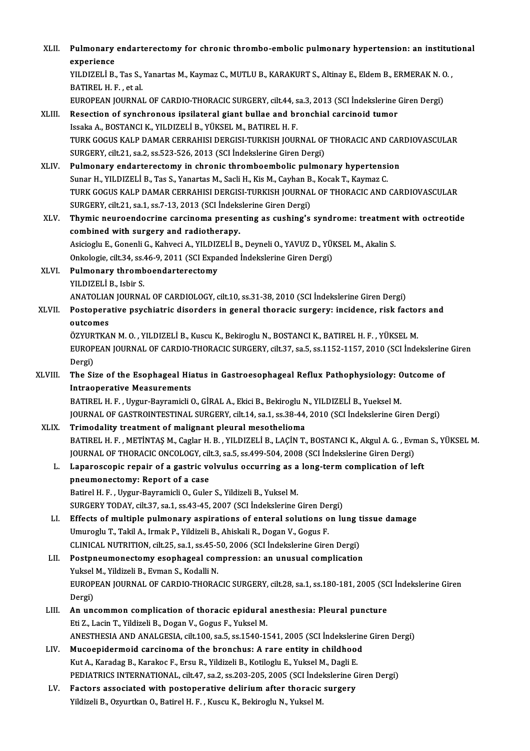XLII. **Pulmonary endarterectomy for chronic thrombo-embolic pulmonary hypertension: an institutional experience**
YILDIZELİ B., Tas S., Yanartas M., Kaymaz C., MUTLU B., KARAKURT S., Altinay E., Eldem B., ERMERAK N. O. , BATIREL H. F. , et al.
EUROPEAN JOURNAL OF CARDIO-THORACIC SURGERY, cilt.44, sa.3, 2013 (SCI İndekslerine Giren Dergi)

XLIII. **Resection of synchronous ipsilateral giant bullae and bronchial carcinoid tumor**
Issaka A., BOSTANCI K., YILDIZELİ B., YÜKSEL M., BATIREL H. F.
TURK GOGUS KALP DAMAR CERRAHISI DERGISI-TURKISH JOURNAL OF THORACIC AND CARDIOVASCULAR SURGERY, cilt.21, sa.2, ss.523-526, 2013 (SCI İndekslerine Giren Dergi)

XLIV. **Pulmonary endarterectomy in chronic thromboembolic pulmonary hypertension**
Sunar H., YILDIZELİ B., Tas S., Yanartas M., Sacli H., Kis M., Cayhan B., Kocak T., Kaymaz C.
TURK GOGUS KALP DAMAR CERRAHISI DERGISI-TURKISH JOURNAL OF THORACIC AND CARDIOVASCULAR SURGERY, cilt.21, sa.1, ss.7-13, 2013 (SCI İndekslerine Giren Dergi)

XLV. **Thymic neuroendocrine carcinoma presenting as cushing's syndrome: treatment with octreotide combined with surgery and radiotherapy.**
Asicioglu E., Gonenli G., Kahveci A., YILDIZELİ B., Deyneli O., YAVUZ D., YÜKSEL M., Akalin S.
Onkologie, cilt.34, ss.46-9, 2011 (SCI Expanded İndekslerine Giren Dergi)

XLVI. **Pulmonary thromboendarterectomy**
YILDIZELİ B., Isbir S.
ANATOLIAN JOURNAL OF CARDIOLOGY, cilt.10, ss.31-38, 2010 (SCI İndekslerine Giren Dergi)

XLVII. **Postoperative psychiatric disorders in general thoracic surgery: incidence, risk factors and outcomes**
ÖZYURTKAN M. O. , YILDIZELİ B., Kuscu K., Bekiroglu N., BOSTANCI K., BATIREL H. F. , YÜKSEL M.
EUROPEAN JOURNAL OF CARDIO-THORACIC SURGERY, cilt.37, sa.5, ss.1152-1157, 2010 (SCI İndekslerine Giren Dergi)

XLVIII. **The Size of the Esophageal Hiatus in Gastroesophageal Reflux Pathophysiology: Outcome of Intraoperative Measurements**
BATIREL H. F. , Uygur-Bayramicli O., GİRAL A., Ekici B., Bekiroglu N., YILDIZELİ B., Yueksel M.
JOURNAL OF GASTROINTESTINAL SURGERY, cilt.14, sa.1, ss.38-44, 2010 (SCI İndekslerine Giren Dergi)

XLIX. **Trimodality treatment of malignant pleural mesothelioma**
BATIREL H. F. , METİNTAŞ M., Caglar H. B. , YILDIZELİ B., LAÇİN T., BOSTANCI K., Akgul A. G. , Evman S., YÜKSEL M.
JOURNAL OF THORACIC ONCOLOGY, cilt.3, sa.5, ss.499-504, 2008 (SCI İndekslerine Giren Dergi)

L. **Laparoscopic repair of a gastric volvulus occurring as a long-term complication of left pneumonectomy: Report of a case**
Batirel H. F. , Uygur-Bayramicli O., Guler S., Yildizeli B., Yuksel M.
SURGERY TODAY, cilt.37, sa.1, ss.43-45, 2007 (SCI İndekslerine Giren Dergi)

LI. **Effects of multiple pulmonary aspirations of enteral solutions on lung tissue damage**
Umuroglu T., Takil A., Irmak P., Yildizeli B., Ahiskali R., Dogan V., Gogus F.
CLINICAL NUTRITION, cilt.25, sa.1, ss.45-50, 2006 (SCI İndekslerine Giren Dergi)

LII. **Postpneumonectomy esophageal compression: an unusual complication**
Yuksel M., Yildizeli B., Evman S., Kodalli N.
EUROPEAN JOURNAL OF CARDIO-THORACIC SURGERY, cilt.28, sa.1, ss.180-181, 2005 (SCI İndekslerine Giren Dergi)

LIII. **An uncommon complication of thoracic epidural anesthesia: Pleural puncture**
Eti Z., Lacin T., Yildizeli B., Dogan V., Gogus F., Yuksel M.
ANESTHESIA AND ANALGESIA, cilt.100, sa.5, ss.1540-1541, 2005 (SCI İndekslerine Giren Dergi)

LIV. **Mucoepidermoid carcinoma of the bronchus: A rare entity in childhood**
Kut A., Karadag B., Karakoc F., Ersu R., Yildizeli B., Kotiloglu E., Yuksel M., Dagli E.
PEDIATRICS INTERNATIONAL, cilt.47, sa.2, ss.203-205, 2005 (SCI İndekslerine Giren Dergi)

LV. **Factors associated with postoperative delirium after thoracic surgery**
Yildizeli B., Ozyurtkan O., Batirel H. F. , Kuscu K., Bekiroglu N., Yuksel M.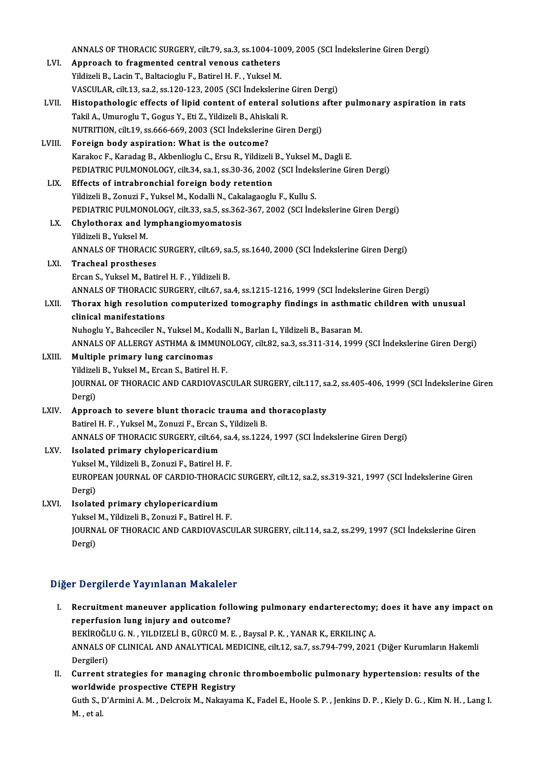ANNALS OF THORACIC SURGERY, cilt.79, sa.3, ss.1004-1009, 2005 (SCI İndekslerine Giren Dergi)

LVI. **Approach to fragmented central venous catheters**
Yildizeli B., Lacin T., Baltacioglu F., Batirel H. F. , Yuksel M.
VASCULAR, cilt.13, sa.2, ss.120-123, 2005 (SCI İndekslerine Giren Dergi)

LVII. **Histopathologic effects of lipid content of enteral solutions after pulmonary aspiration in rats**
Takil A., Umuroglu T., Gogus Y., Eti Z., Yildizeli B., Ahiskali R.
NUTRITION, cilt.19, ss.666-669, 2003 (SCI İndekslerine Giren Dergi)

LVIII. **Foreign body aspiration: What is the outcome?**
Karakoc F., Karadag B., Akbenlioglu C., Ersu R., Yildizeli B., Yuksel M., Dagli E.
PEDIATRIC PULMONOLOGY, cilt.34, sa.1, ss.30-36, 2002 (SCI İndekslerine Giren Dergi)

LIX. **Effects of intrabronchial foreign body retention**
Yildizeli B., Zonuzi F., Yuksel M., Kodalli N., Cakalagaoglu F., Kullu S.
PEDIATRIC PULMONOLOGY, cilt.33, sa.5, ss.362-367, 2002 (SCI İndekslerine Giren Dergi)

LX. **Chylothorax and lymphangiomyomatosis**
Yildizeli B., Yuksel M.
ANNALS OF THORACIC SURGERY, cilt.69, sa.5, ss.1640, 2000 (SCI İndekslerine Giren Dergi)

LXI. **Tracheal prostheses**
Ercan S., Yuksel M., Batirel H. F. , Yildizeli B.
ANNALS OF THORACIC SURGERY, cilt.67, sa.4, ss.1215-1216, 1999 (SCI İndekslerine Giren Dergi)

LXII. **Thorax high resolution computerized tomography findings in asthmatic children with unusual clinical manifestations**
Nuhoglu Y., Bahceciler N., Yuksel M., Kodalli N., Barlan I., Yildizeli B., Basaran M.
ANNALS OF ALLERGY ASTHMA & IMMUNOLOGY, cilt.82, sa.3, ss.311-314, 1999 (SCI İndekslerine Giren Dergi)

LXIII. **Multiple primary lung carcinomas**
Yildizeli B., Yuksel M., Ercan S., Batirel H. F.
JOURNAL OF THORACIC AND CARDIOVASCULAR SURGERY, cilt.117, sa.2, ss.405-406, 1999 (SCI İndekslerine Giren Dergi)

LXIV. **Approach to severe blunt thoracic trauma and thoracoplasty**
Batirel H. F. , Yuksel M., Zonuzi F., Ercan S., Yildizeli B.
ANNALS OF THORACIC SURGERY, cilt.64, sa.4, ss.1224, 1997 (SCI İndekslerine Giren Dergi)

LXV. **Isolated primary chylopericardium**
Yuksel M., Yildizeli B., Zonuzi F., Batirel H. F.
EUROPEAN JOURNAL OF CARDIO-THORACIC SURGERY, cilt.12, sa.2, ss.319-321, 1997 (SCI İndekslerine Giren Dergi)

LXVI. **Isolated primary chylopericardium**
Yuksel M., Yildizeli B., Zonuzi F., Batirel H. F.
JOURNAL OF THORACIC AND CARDIOVASCULAR SURGERY, cilt.114, sa.2, ss.299, 1997 (SCI İndekslerine Giren Dergi)

## Diğer Dergilerde Yayınlanan Makaleler

I. **Recruitment maneuver application following pulmonary endarterectomy; does it have any impact on reperfusion lung injury and outcome?**
BEKİROĞLU G. N. , YILDIZELİ B., GÜRCÜ M. E. , Baysal P. K. , YANAR K., ERKILINÇ A.
ANNALS OF CLINICAL AND ANALYTICAL MEDICINE, cilt.12, sa.7, ss.794-799, 2021 (Diğer Kurumların Hakemli Dergileri)

II. **Current strategies for managing chronic thromboembolic pulmonary hypertension: results of the worldwide prospective CTEPH Registry**
Guth S., D'Armini A. M. , Delcroix M., Nakayama K., Fadel E., Hoole S. P. , Jenkins D. P. , Kiely D. G. , Kim N. H. , Lang I. M. , et al.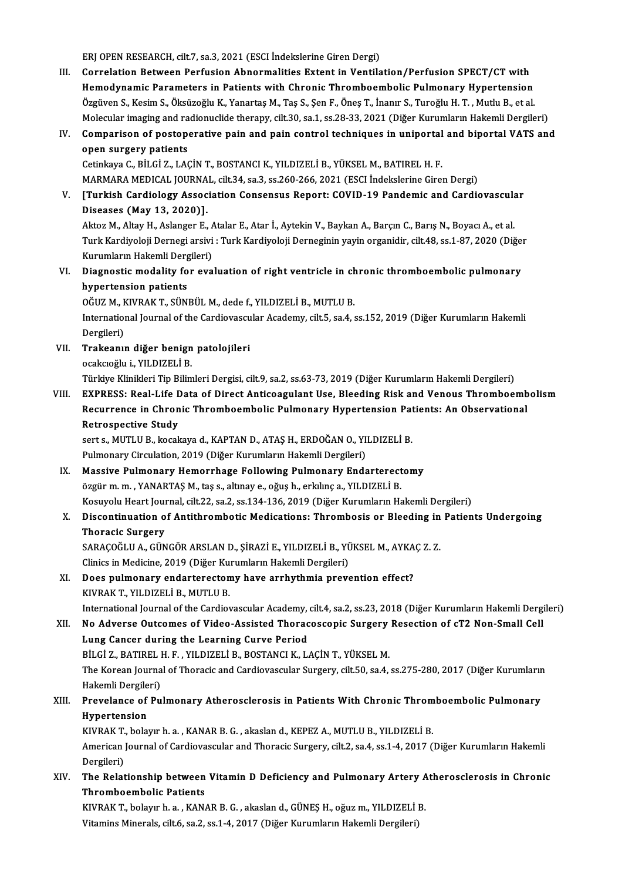ERJ OPEN RESEARCH, cilt.7, sa.3, 2021 (ESCI İndekslerine Giren Dergi)

III. **Correlation Between Perfusion Abnormalities Extent in Ventilation/Perfusion SPECT/CT with Hemodynamic Parameters in Patients with Chronic Thromboembolic Pulmonary Hypertension**
Özgüven S., Kesim S., Öksüzoğlu K., Yanartaş M., Taş S., Şen F., Öneş T., İnanır S., Turoğlu H. T. , Mutlu B., et al.
Molecular imaging and radionuclide therapy, cilt.30, sa.1, ss.28-33, 2021 (Diğer Kurumların Hakemli Dergileri)

IV. **Comparison of postoperative pain and pain control techniques in uniportal and biportal VATS and open surgery patients**
Cetinkaya C., BİLGİ Z., LAÇİN T., BOSTANCI K., YILDIZELİ B., YÜKSEL M., BATIREL H. F.
MARMARA MEDICAL JOURNAL, cilt.34, sa.3, ss.260-266, 2021 (ESCI İndekslerine Giren Dergi)

V. **[Turkish Cardiology Association Consensus Report: COVID-19 Pandemic and Cardiovascular Diseases (May 13, 2020)].**
Aktoz M., Altay H., Aslanger E., Atalar E., Atar İ., Aytekin V., Baykan A., Barçın C., Barış N., Boyacı A., et al.
Turk Kardiyoloji Dernegi arsivi : Turk Kardiyoloji Derneginin yayin organidir, cilt.48, ss.1-87, 2020 (Diğer Kurumların Hakemli Dergileri)

VI. **Diagnostic modality for evaluation of right ventricle in chronic thromboembolic pulmonary hypertension patients**
OĞUZ M., KIVRAK T., SÜNBÜL M., dede f., YILDIZELİ B., MUTLU B.
International Journal of the Cardiovascular Academy, cilt.5, sa.4, ss.152, 2019 (Diğer Kurumların Hakemli Dergileri)

VII. **Trakeanın diğer benign patolojileri**
ocakcıoğlu i., YILDIZELİ B.
Türkiye Klinikleri Tip Bilimleri Dergisi, cilt.9, sa.2, ss.63-73, 2019 (Diğer Kurumların Hakemli Dergileri)

VIII. **EXPRESS: Real-Life Data of Direct Anticoagulant Use, Bleeding Risk and Venous Thromboembolism Recurrence in Chronic Thromboembolic Pulmonary Hypertension Patients: An Observational Retrospective Study**
sert s., MUTLU B., kocakaya d., KAPTAN D., ATAŞ H., ERDOĞAN O., YILDIZELİ B.
Pulmonary Circulation, 2019 (Diğer Kurumların Hakemli Dergileri)

IX. **Massive Pulmonary Hemorrhage Following Pulmonary Endarterectomy**
özgür m. m. , YANARTAŞ M., taş s., altınay e., oğuş h., erkılınç a., YILDIZELİ B.
Kosuyolu Heart Journal, cilt.22, sa.2, ss.134-136, 2019 (Diğer Kurumların Hakemli Dergileri)

X. **Discontinuation of Antithrombotic Medications: Thrombosis or Bleeding in Patients Undergoing Thoracic Surgery**
SARAÇOĞLU A., GÜNGÖR ARSLAN D., ŞİRAZİ E., YILDIZELİ B., YÜKSEL M., AYKAÇ Z. Z.
Clinics in Medicine, 2019 (Diğer Kurumların Hakemli Dergileri)

XI. **Does pulmonary endarterectomy have arrhythmia prevention effect?**
KIVRAK T., YILDIZELİ B., MUTLU B.
International Journal of the Cardiovascular Academy, cilt.4, sa.2, ss.23, 2018 (Diğer Kurumların Hakemli Dergileri)

XII. **No Adverse Outcomes of Video-Assisted Thoracoscopic Surgery Resection of cT2 Non-Small Cell Lung Cancer during the Learning Curve Period**
BİLGİ Z., BATIREL H. F. , YILDIZELİ B., BOSTANCI K., LAÇİN T., YÜKSEL M.
The Korean Journal of Thoracic and Cardiovascular Surgery, cilt.50, sa.4, ss.275-280, 2017 (Diğer Kurumların Hakemli Dergileri)

XIII. **Prevelance of Pulmonary Atherosclerosis in Patients With Chronic Thromboembolic Pulmonary Hypertension**
KIVRAK T., bolayır h. a. , KANAR B. G. , akaslan d., KEPEZ A., MUTLU B., YILDIZELİ B.
American Journal of Cardiovascular and Thoracic Surgery, cilt.2, sa.4, ss.1-4, 2017 (Diğer Kurumların Hakemli Dergileri)

XIV. **The Relationship between Vitamin D Deficiency and Pulmonary Artery Atherosclerosis in Chronic Thromboembolic Patients**
KIVRAK T., bolayır h. a. , KANAR B. G. , akaslan d., GÜNEŞ H., oğuz m., YILDIZELİ B.
Vitamins Minerals, cilt.6, sa.2, ss.1-4, 2017 (Diğer Kurumların Hakemli Dergileri)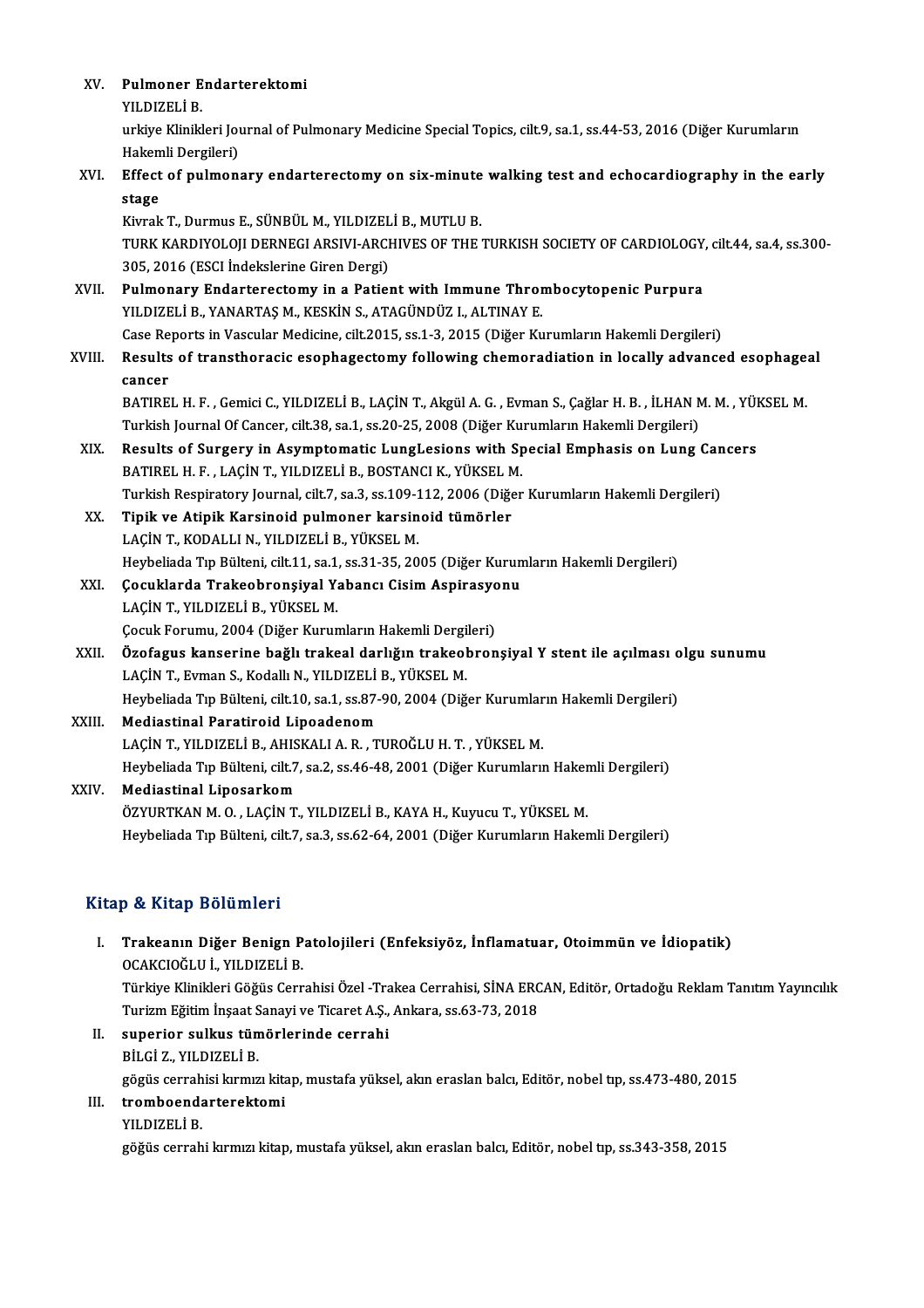XV. **Pulmoner Endarterektomi**
YILDIZELİ B.
urkiye Klinikleri Journal of Pulmonary Medicine Special Topics, cilt.9, sa.1, ss.44-53, 2016 (Diğer Kurumların Hakemli Dergileri)

XVI. **Effect of pulmonary endarterectomy on six-minute walking test and echocardiography in the early stage**
Kivrak T., Durmus E., SÜNBÜL M., YILDIZELİ B., MUTLU B.
TURK KARDIYOLOJI DERNEGI ARSIVI-ARCHIVES OF THE TURKISH SOCIETY OF CARDIOLOGY, cilt.44, sa.4, ss.300-305, 2016 (ESCI İndekslerine Giren Dergi)

XVII. **Pulmonary Endarterectomy in a Patient with Immune Thrombocytopenic Purpura**
YILDIZELİ B., YANARTAŞ M., KESKİN S., ATAGÜNDÜZ I., ALTINAY E.
Case Reports in Vascular Medicine, cilt.2015, ss.1-3, 2015 (Diğer Kurumların Hakemli Dergileri)

XVIII. **Results of transthoracic esophagectomy following chemoradiation in locally advanced esophageal cancer**
BATIREL H. F. , Gemici C., YILDIZELİ B., LAÇİN T., Akgül A. G. , Evman S., Çağlar H. B. , İLHAN M. M. , YÜKSEL M.
Turkish Journal Of Cancer, cilt.38, sa.1, ss.20-25, 2008 (Diğer Kurumların Hakemli Dergileri)

XIX. **Results of Surgery in Asymptomatic LungLesions with Special Emphasis on Lung Cancers**
BATIREL H. F. , LAÇİN T., YILDIZELİ B., BOSTANCI K., YÜKSEL M.
Turkish Respiratory Journal, cilt.7, sa.3, ss.109-112, 2006 (Diğer Kurumların Hakemli Dergileri)

XX. **Tipik ve Atipik Karsinoid pulmoner karsinoid tümörler**
LAÇİN T., KODALLI N., YILDIZELİ B., YÜKSEL M.
Heybeliada Tıp Bülteni, cilt.11, sa.1, ss.31-35, 2005 (Diğer Kurumların Hakemli Dergileri)

XXI. **Çocuklarda Trakeobronşiyal Yabancı Cisim Aspirasyonu**
LAÇİN T., YILDIZELİ B., YÜKSEL M.
Çocuk Forumu, 2004 (Diğer Kurumların Hakemli Dergileri)

XXII. **Özofagus kanserine bağlı trakeal darlığın trakeobronşiyal Y stent ile açılması olgu sunumu**
LAÇİN T., Evman S., Kodallı N., YILDIZELİ B., YÜKSEL M.
Heybeliada Tıp Bülteni, cilt.10, sa.1, ss.87-90, 2004 (Diğer Kurumların Hakemli Dergileri)

XXIII. **Mediastinal Paratiroid Lipoadenom**
LAÇİN T., YILDIZELİ B., AHISKALI A. R. , TUROĞLU H. T. , YÜKSEL M.
Heybeliada Tıp Bülteni, cilt.7, sa.2, ss.46-48, 2001 (Diğer Kurumların Hakemli Dergileri)

XXIV. **Mediastinal Liposarkom**
ÖZYURTKAN M. O. , LAÇİN T., YILDIZELİ B., KAYA H., Kuyucu T., YÜKSEL M.
Heybeliada Tıp Bülteni, cilt.7, sa.3, ss.62-64, 2001 (Diğer Kurumların Hakemli Dergileri)

## Kitap & Kitap Bölümleri

I. **Trakeanın Diğer Benign Patolojileri (Enfeksiyöz, İnflamatuar, Otoimmün ve İdiopatik)**
OCAKCIOĞLU İ., YILDIZELİ B.
Türkiye Klinikleri Göğüs Cerrahisi Özel -Trakea Cerrahisi, SİNA ERCAN, Editör, Ortadoğu Reklam Tanıtım Yayıncılık Turizm Eğitim İnşaat Sanayi ve Ticaret A.Ş., Ankara, ss.63-73, 2018

II. **superior sulkus tümörlerinde cerrahi**
BİLGİ Z., YILDIZELİ B.
gögüs cerrahisi kırmızı kitap, mustafa yüksel, akın eraslan balcı, Editör, nobel tıp, ss.473-480, 2015

III. **tromboendarterektomi**
YILDIZELİ B.
göğüs cerrahi kırmızı kitap, mustafa yüksel, akın eraslan balcı, Editör, nobel tıp, ss.343-358, 2015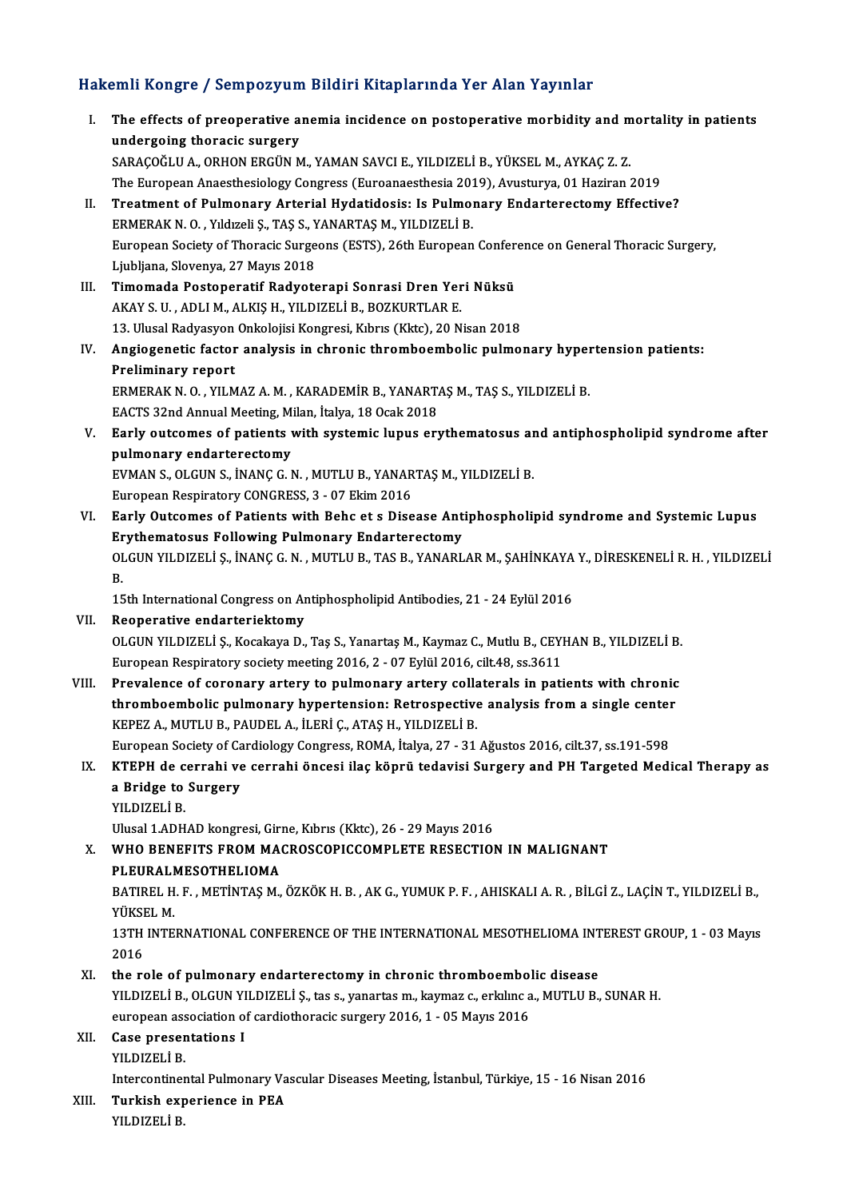## Hakemli Kongre / Sempozyum Bildiri Kitaplarında Yer Alan Yayınlar

I. **The effects of preoperative anemia incidence on postoperative morbidity and mortality in patients undergoing thoracic surgery**
SARAÇOĞLU A., ORHON ERGÜN M., YAMAN SAVCI E., YILDIZELİ B., YÜKSEL M., AYKAÇ Z. Z.
The European Anaesthesiology Congress (Euroanaesthesia 2019), Avusturya, 01 Haziran 2019

II. **Treatment of Pulmonary Arterial Hydatidosis: Is Pulmonary Endarterectomy Effective?**
ERMERAK N. O. , Yıldızeli Ş., TAŞ S., YANARTAŞ M., YILDIZELİ B.
European Society of Thoracic Surgeons (ESTS), 26th European Conference on General Thoracic Surgery, Ljubljana, Slovenya, 27 Mayıs 2018

III. **Timomada Postoperatif Radyoterapi Sonrasi Dren Yeri Nüksü**
AKAY S. U. , ADLI M., ALKIŞ H., YILDIZELİ B., BOZKURTLAR E.
13. Ulusal Radyasyon Onkolojisi Kongresi, Kıbrıs (Kktc), 20 Nisan 2018

IV. **Angiogenetic factor analysis in chronic thromboembolic pulmonary hypertension patients: Preliminary report**
ERMERAK N. O. , YILMAZ A. M. , KARADEMİR B., YANARTAŞ M., TAŞ S., YILDIZELİ B.
EACTS 32nd Annual Meeting, Milan, İtalya, 18 Ocak 2018

V. **Early outcomes of patients with systemic lupus erythematosus and antiphospholipid syndrome after pulmonary endarterectomy**
EVMAN S., OLGUN S., İNANÇ G. N. , MUTLU B., YANARTAŞ M., YILDIZELİ B.
European Respiratory CONGRESS, 3 - 07 Ekim 2016

VI. **Early Outcomes of Patients with Behc et s Disease Antiphospholipid syndrome and Systemic Lupus Erythematosus Following Pulmonary Endarterectomy**
OLGUN YILDIZELİ Ş., İNANÇ G. N. , MUTLU B., TAS B., YANARLAR M., ŞAHİNKAYA Y., DİRESKENELİ R. H. , YILDIZELİ B.
15th International Congress on Antiphospholipid Antibodies, 21 - 24 Eylül 2016

VII. **Reoperative endarteriektomy**
OLGUN YILDIZELİ Ş., Kocakaya D., Taş S., Yanartaş M., Kaymaz C., Mutlu B., CEYHAN B., YILDIZELİ B.
European Respiratory society meeting 2016, 2 - 07 Eylül 2016, cilt.48, ss.3611

VIII. **Prevalence of coronary artery to pulmonary artery collaterals in patients with chronic thromboembolic pulmonary hypertension: Retrospective analysis from a single center**
KEPEZ A., MUTLU B., PAUDEL A., İLERİ Ç., ATAŞ H., YILDIZELİ B.
European Society of Cardiology Congress, ROMA, İtalya, 27 - 31 Ağustos 2016, cilt.37, ss.191-598

IX. **KTEPH de cerrahi ve cerrahi öncesi ilaç köprü tedavisi Surgery and PH Targeted Medical Therapy as a Bridge to Surgery**
YILDIZELİ B.
Ulusal 1.ADHAD kongresi, Girne, Kıbrıs (Kktc), 26 - 29 Mayıs 2016

X. **WHO BENEFITS FROM MACROSCOPICCOMPLETE RESECTION IN MALIGNANT PLEURALMESOTHELIOMA**
BATIREL H. F. , METİNTAŞ M., ÖZKÖK H. B. , AK G., YUMUK P. F. , AHISKALI A. R. , BİLGİ Z., LAÇİN T., YILDIZELİ B., YÜKSEL M.
13TH INTERNATIONAL CONFERENCE OF THE INTERNATIONAL MESOTHELIOMA INTEREST GROUP, 1 - 03 Mayıs 2016

XI. **the role of pulmonary endarterectomy in chronic thromboembolic disease**
YILDIZELİ B., OLGUN YILDIZELİ Ş., tas s., yanartas m., kaymaz c., erkılınc a., MUTLU B., SUNAR H.
european association of cardiothoracic surgery 2016, 1 - 05 Mayıs 2016

XII. **Case presentations I**
YILDIZELİ B.
Intercontinental Pulmonary Vascular Diseases Meeting, İstanbul, Türkiye, 15 - 16 Nisan 2016

XIII. **Turkish experience in PEA**
YILDIZELİ B.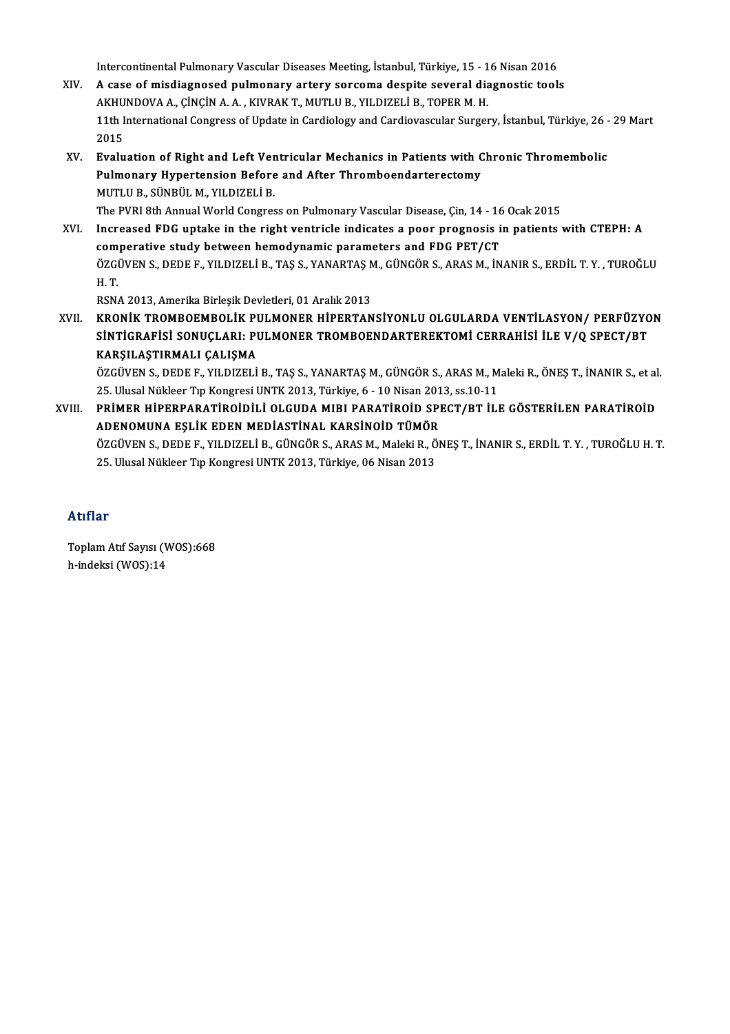Intercontinental Pulmonary Vascular Diseases Meeting, İstanbul, Türkiye, 15 - 16 Nisan 2016

XIV. **A case of misdiagnosed pulmonary artery sorcoma despite several diagnostic tools**
AKHUNDOVA A., ÇİNÇİN A. A. , KIVRAK T., MUTLU B., YILDIZELİ B., TOPER M. H.
11th International Congress of Update in Cardiology and Cardiovascular Surgery, İstanbul, Türkiye, 26 - 29 Mart 2015

XV. **Evaluation of Right and Left Ventricular Mechanics in Patients with Chronic Thromembolic Pulmonary Hypertension Before and After Thromboendarterectomy**
MUTLU B., SÜNBÜL M., YILDIZELİ B.
The PVRI 8th Annual World Congress on Pulmonary Vascular Disease, Çin, 14 - 16 Ocak 2015

XVI. **Increased FDG uptake in the right ventricle indicates a poor prognosis in patients with CTEPH: A comperative study between hemodynamic parameters and FDG PET/CT**
ÖZGÜVEN S., DEDE F., YILDIZELİ B., TAŞ S., YANARTAŞ M., GÜNGÖR S., ARAS M., İNANIR S., ERDİL T. Y. , TUROĞLU H. T.
RSNA 2013, Amerika Birleşik Devletleri, 01 Aralık 2013

XVII. **KRONİK TROMBOEMBOLİK PULMONER HİPERTANSİYONLU OLGULARDA VENTİLASYON/ PERFÜZYON SİNTİGRAFİSİ SONUÇLARI: PULMONER TROMBOENDARTEREKTOMİ CERRAHİSİ İLE V/Q SPECT/BT KARŞILAŞTIRMALI ÇALIŞMA**
ÖZGÜVEN S., DEDE F., YILDIZELİ B., TAŞ S., YANARTAŞ M., GÜNGÖR S., ARAS M., Maleki R., ÖNEŞ T., İNANIR S., et al.
25. Ulusal Nükleer Tıp Kongresi UNTK 2013, Türkiye, 6 - 10 Nisan 2013, ss.10-11

XVIII. **PRİMER HİPERPARATİROİDİLİ OLGUDA MIBI PARATİROİD SPECT/BT İLE GÖSTERİLEN PARATİROİD ADENOMUNA EŞLİK EDEN MEDİASTİNAL KARSİNOİD TÜMÖR**
ÖZGÜVEN S., DEDE F., YILDIZELİ B., GÜNGÖR S., ARAS M., Maleki R., ÖNEŞ T., İNANIR S., ERDİL T. Y. , TUROĞLU H. T.
25. Ulusal Nükleer Tıp Kongresi UNTK 2013, Türkiye, 06 Nisan 2013

## Atıflar

Toplam Atıf Sayısı (WOS):668
h-indeksi (WOS):14